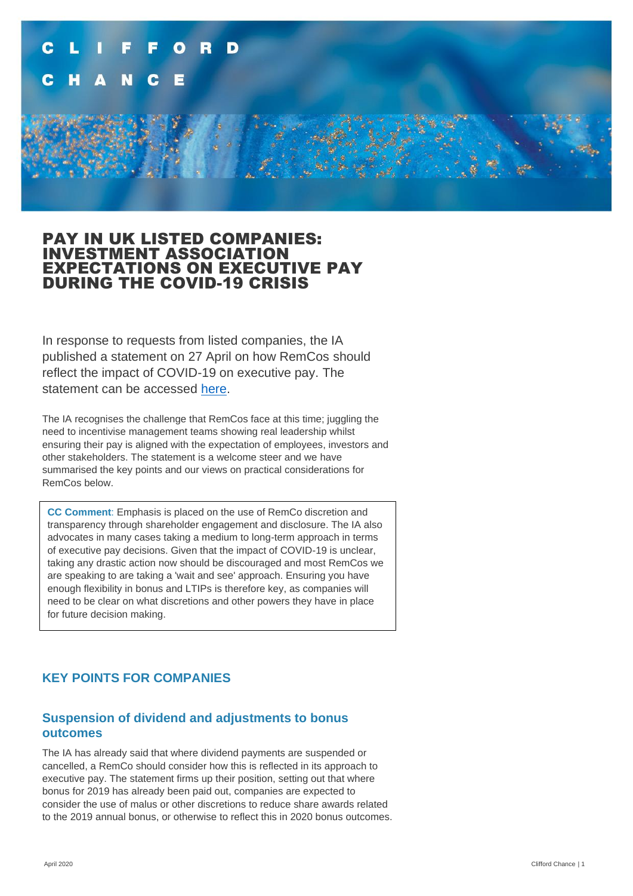CLIFFORD CHANCE

# PAY IN UK LISTED COMPANIES: INVESTMENT ASSOCIATION EXPECTATIONS ON EXECUTIVE PAY DURING THE COVID-19 CRISIS

In response to requests from listed companies, the IA published a statement on 27 April on how RemCos should reflect the impact of COVID-19 on executive pay. The statement can be accessed here.

The IA recognises the challenge that RemCos face at this time; juggling the need to incentivise management teams showing real leadership whilst ensuring their pay is aligned with the expectation of employees, investors and other stakeholders. The statement is a welcome steer and we have summarised the key points and our views on practical considerations for RemCos below.

> **CC Comment**: Emphasis is placed on the use of RemCo discretion and transparency through shareholder engagement and disclosure. The IA also advocates in many cases taking a medium to long-term approach in terms of executive pay decisions. Given that the impact of COVID-19 is unclear, taking any drastic action now should be discouraged and most RemCos we are speaking to are taking a 'wait and see' approach. Ensuring you have enough flexibility in bonus and LTIPs is therefore key, as companies will need to be clear on what discretions and other powers they have in place for future decision making.

## KEY POINTS FOR COMPANIES

### Suspension of dividend and adjustments to bonus outcomes

The IA has already said that where dividend payments are suspended or cancelled, a RemCo should consider how this is reflected in its approach to executive pay. The statement firms up their position, setting out that where bonus for 2019 has already been paid out, companies are expected to consider the use of malus or other discretions to reduce share awards related to the 2019 annual bonus, or otherwise to reflect this in 2020 bonus outcomes.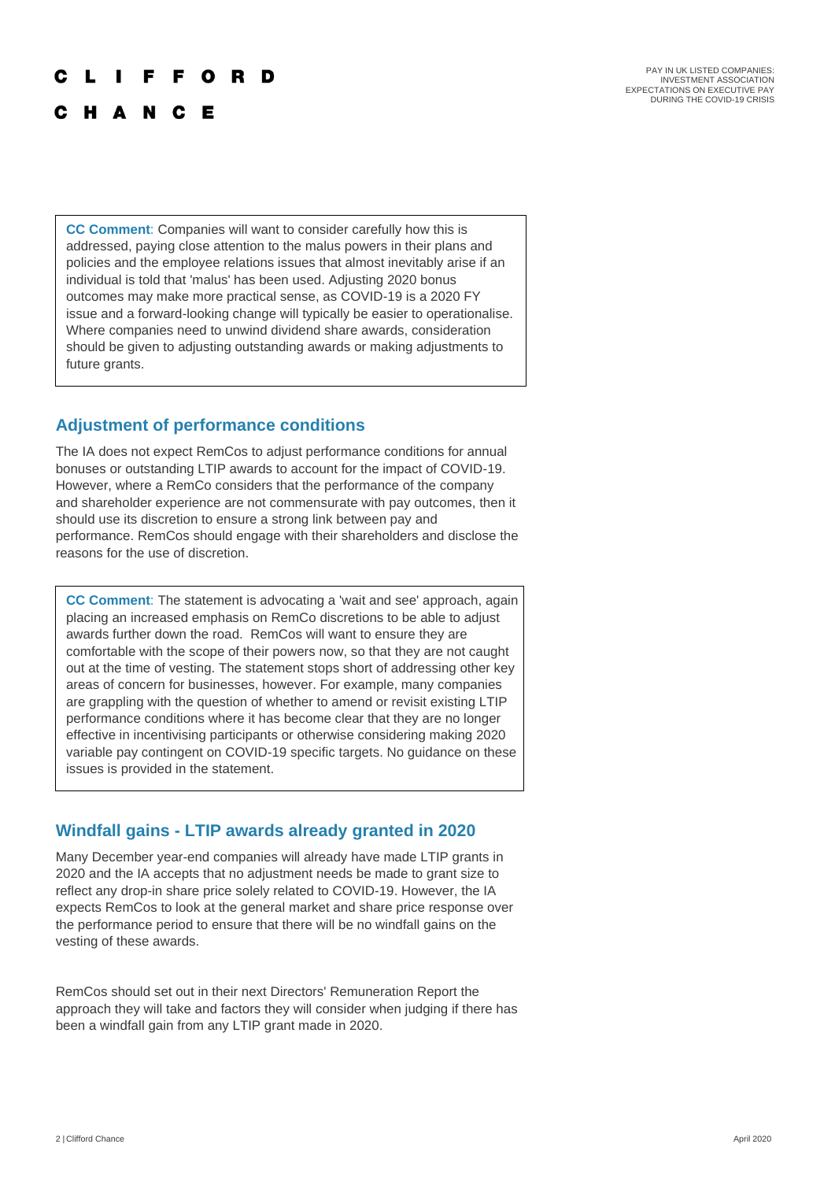**CC Comment**: Companies will want to consider carefully how this is addressed, paying close attention to the malus powers in their plans and policies and the employee relations issues that almost inevitably arise if an individual is told that 'malus' has been used. Adjusting 2020 bonus outcomes may make more practical sense, as COVID-19 is a 2020 FY issue and a forward-looking change will typically be easier to operationalise. Where companies need to unwind dividend share awards, consideration should be given to adjusting outstanding awards or making adjustments to future grants.

## Adjustment of performance conditions

The IA does not expect RemCos to adjust performance conditions for annual bonuses or outstanding LTIP awards to account for the impact of COVID-19. However, where a RemCo considers that the performance of the company and shareholder experience are not commensurate with pay outcomes, then it should use its discretion to ensure a strong link between pay and performance. RemCos should engage with their shareholders and disclose the reasons for the use of discretion.

**CC Comment**: The statement is advocating a 'wait and see' approach, again placing an increased emphasis on RemCo discretions to be able to adjust awards further down the road. RemCos will want to ensure they are comfortable with the scope of their powers now, so that they are not caught out at the time of vesting. The statement stops short of addressing other key areas of concern for businesses, however. For example, many companies are grappling with the question of whether to amend or revisit existing LTIP performance conditions where it has become clear that they are no longer effective in incentivising participants or otherwise considering making 2020 variable pay contingent on COVID-19 specific targets. No guidance on these issues is provided in the statement.

## Windfall gains - LTIP awards already granted in 2020

Many December year-end companies will already have made LTIP grants in 2020 and the IA accepts that no adjustment needs be made to grant size to reflect any drop-in share price solely related to COVID-19. However, the IA expects RemCos to look at the general market and share price response over the performance period to ensure that there will be no windfall gains on the vesting of these awards.

RemCos should set out in their next Directors' Remuneration Report the approach they will take and factors they will consider when judging if there has been a windfall gain from any LTIP grant made in 2020.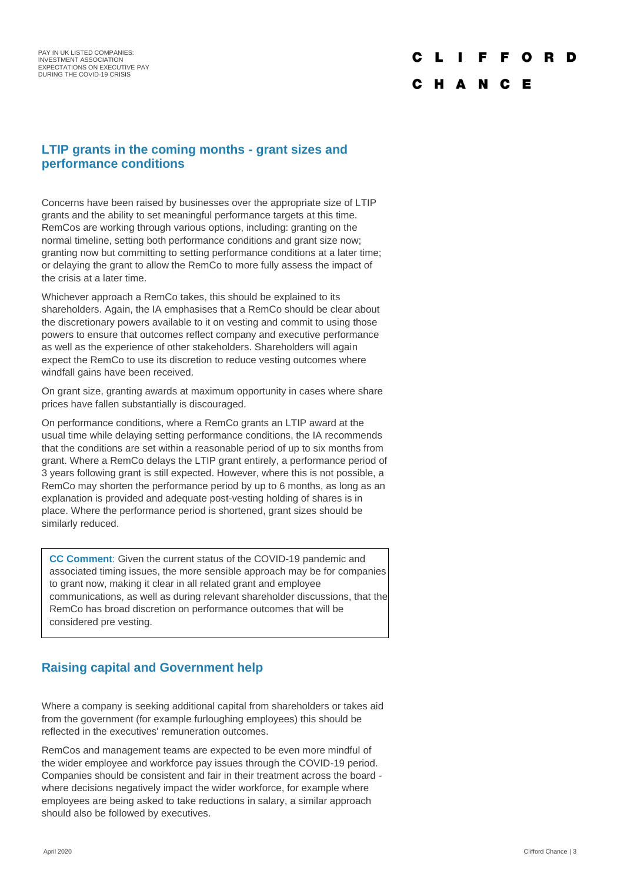## LTIP grants in the coming months - grant sizes and performance conditions

Concerns have been raised by businesses over the appropriate size of LTIP grants and the ability to set meaningful performance targets at this time. RemCos are working through various options, including: granting on the normal timeline, setting both performance conditions and grant size now; granting now but committing to setting performance conditions at a later time; or delaying the grant to allow the RemCo to more fully assess the impact of the crisis at a later time.

Whichever approach a RemCo takes, this should be explained to its shareholders. Again, the IA emphasises that a RemCo should be clear about the discretionary powers available to it on vesting and commit to using those powers to ensure that outcomes reflect company and executive performance as well as the experience of other stakeholders. Shareholders will again expect the RemCo to use its discretion to reduce vesting outcomes where windfall gains have been received.

On grant size, granting awards at maximum opportunity in cases where share prices have fallen substantially is discouraged.

On performance conditions, where a RemCo grants an LTIP award at the usual time while delaying setting performance conditions, the IA recommends that the conditions are set within a reasonable period of up to six months from grant. Where a RemCo delays the LTIP grant entirely, a performance period of 3 years following grant is still expected. However, where this is not possible, a RemCo may shorten the performance period by up to 6 months, as long as an explanation is provided and adequate post-vesting holding of shares is in place. Where the performance period is shortened, grant sizes should be similarly reduced.

> **CC Comment**: Given the current status of the COVID-19 pandemic and associated timing issues, the more sensible approach may be for companies to grant now, making it clear in all related grant and employee communications, as well as during relevant shareholder discussions, that the RemCo has broad discretion on performance outcomes that will be considered pre vesting.

## Raising capital and Government help

Where a company is seeking additional capital from shareholders or takes aid from the government (for example furloughing employees) this should be reflected in the executives' remuneration outcomes.

RemCos and management teams are expected to be even more mindful of the wider employee and workforce pay issues through the COVID-19 period. Companies should be consistent and fair in their treatment across the board - where decisions negatively impact the wider workforce, for example where employees are being asked to take reductions in salary, a similar approach should also be followed by executives.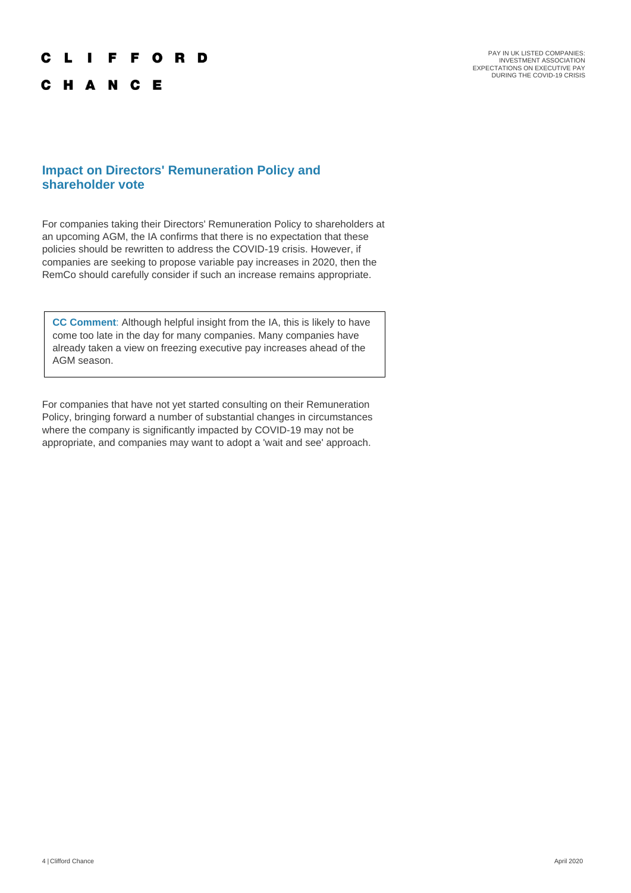## Impact on Directors' Remuneration Policy and shareholder vote

For companies taking their Directors' Remuneration Policy to shareholders at an upcoming AGM, the IA confirms that there is no expectation that these policies should be rewritten to address the COVID-19 crisis. However, if companies are seeking to propose variable pay increases in 2020, then the RemCo should carefully consider if such an increase remains appropriate.

> **CC Comment**: Although helpful insight from the IA, this is likely to have come too late in the day for many companies. Many companies have already taken a view on freezing executive pay increases ahead of the AGM season.

For companies that have not yet started consulting on their Remuneration Policy, bringing forward a number of substantial changes in circumstances where the company is significantly impacted by COVID-19 may not be appropriate, and companies may want to adopt a 'wait and see' approach.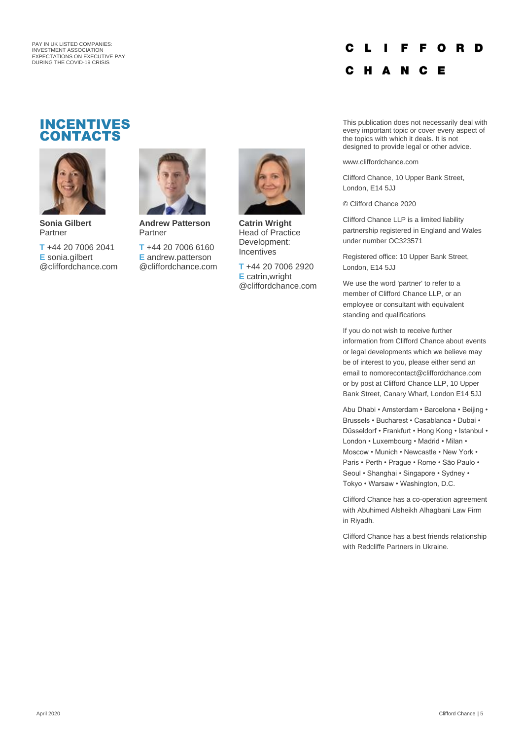## INCENTIVES CONTACTS

**Sonia Gilbert**
Partner

T +44 20 7006 2041
E sonia.gilbert@cliffordchance.com

**Andrew Patterson**
Partner

T +44 20 7006 6160
E andrew.patterson@cliffordchance.com

**Catrin Wright**
Head of Practice Development: Incentives

T +44 20 7006 2920
E catrin,wright@cliffordchance.com

This publication does not necessarily deal with every important topic or cover every aspect of the topics with which it deals. It is not designed to provide legal or other advice.

www.cliffordchance.com

Clifford Chance, 10 Upper Bank Street, London, E14 5JJ

© Clifford Chance 2020

Clifford Chance LLP is a limited liability partnership registered in England and Wales under number OC323571

Registered office: 10 Upper Bank Street, London, E14 5JJ

We use the word 'partner' to refer to a member of Clifford Chance LLP, or an employee or consultant with equivalent standing and qualifications

If you do not wish to receive further information from Clifford Chance about events or legal developments which we believe may be of interest to you, please either send an email to nomorecontact@cliffordchance.com or by post at Clifford Chance LLP, 10 Upper Bank Street, Canary Wharf, London E14 5JJ

Abu Dhabi • Amsterdam • Barcelona • Beijing • Brussels • Bucharest • Casablanca • Dubai • Düsseldorf • Frankfurt • Hong Kong • Istanbul • London • Luxembourg • Madrid • Milan • Moscow • Munich • Newcastle • New York • Paris • Perth • Prague • Rome • São Paulo • Seoul • Shanghai • Singapore • Sydney • Tokyo • Warsaw • Washington, D.C.

Clifford Chance has a co-operation agreement with Abuhimed Alsheikh Alhagbani Law Firm in Riyadh.

Clifford Chance has a best friends relationship with Redcliffe Partners in Ukraine.